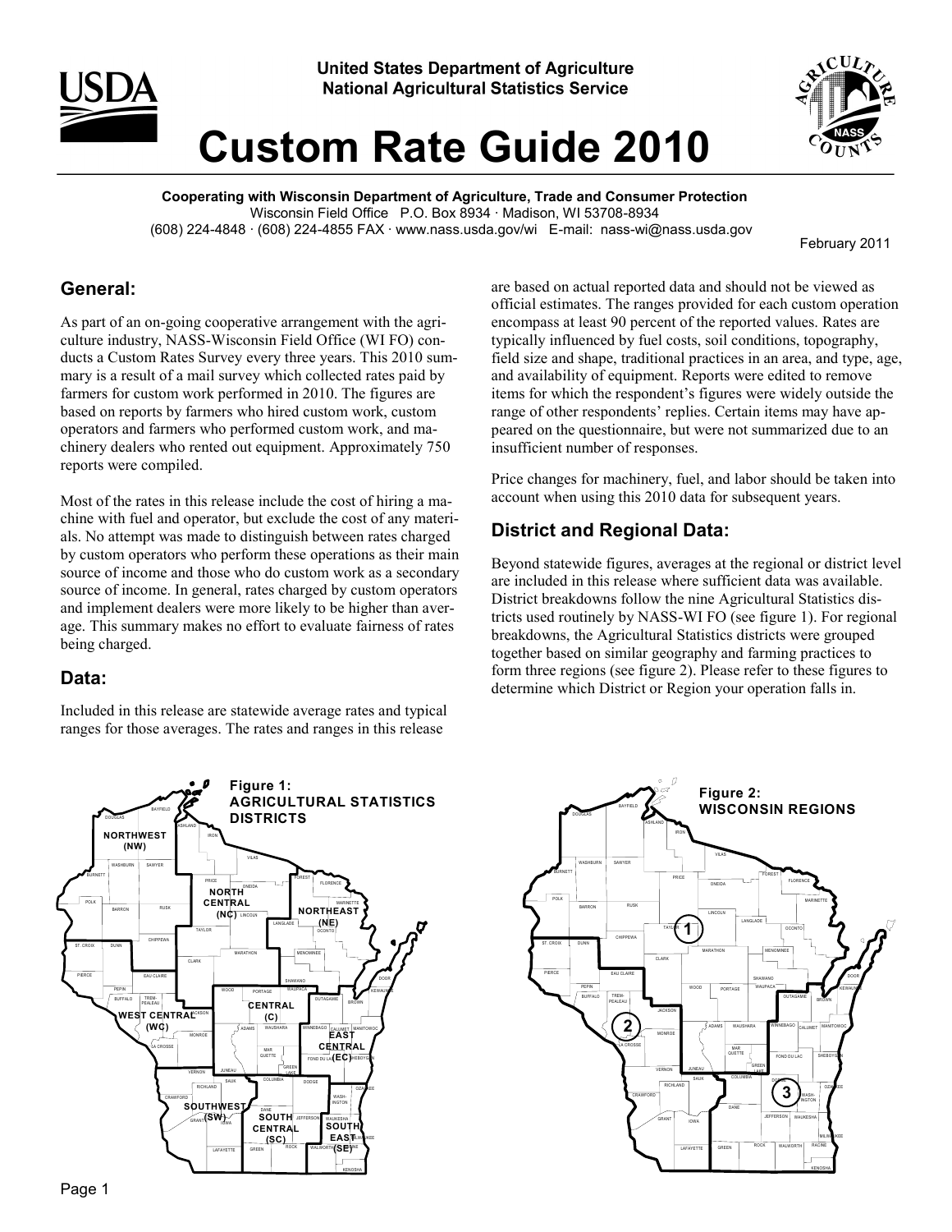United States Department of Agriculture
National Agricultural Statistics Service

# Custom Rate Guide 2010

**Cooperating with Wisconsin Department of Agriculture, Trade and Consumer Protection**
Wisconsin Field Office P.O. Box 8934 · Madison, WI 53708-8934
(608) 224-4848 · (608) 224-4855 FAX · www.nass.usda.gov/wi E-mail: nass-wi@nass.usda.gov

February 2011

## General:

As part of an on-going cooperative arrangement with the agriculture industry, NASS-Wisconsin Field Office (WI FO) conducts a Custom Rates Survey every three years. This 2010 summary is a result of a mail survey which collected rates paid by farmers for custom work performed in 2010. The figures are based on reports by farmers who hired custom work, custom operators and farmers who performed custom work, and machinery dealers who rented out equipment. Approximately 750 reports were compiled.

Most of the rates in this release include the cost of hiring a machine with fuel and operator, but exclude the cost of any materials. No attempt was made to distinguish between rates charged by custom operators who perform these operations as their main source of income and those who do custom work as a secondary source of income. In general, rates charged by custom operators and implement dealers were more likely to be higher than average. This summary makes no effort to evaluate fairness of rates being charged.

## Data:

Included in this release are statewide average rates and typical ranges for those averages. The rates and ranges in this release are based on actual reported data and should not be viewed as official estimates. The ranges provided for each custom operation encompass at least 90 percent of the reported values. Rates are typically influenced by fuel costs, soil conditions, topography, field size and shape, traditional practices in an area, and type, age, and availability of equipment. Reports were edited to remove items for which the respondent's figures were widely outside the range of other respondents' replies. Certain items may have appeared on the questionnaire, but were not summarized due to an insufficient number of responses.

Price changes for machinery, fuel, and labor should be taken into account when using this 2010 data for subsequent years.

## District and Regional Data:

Beyond statewide figures, averages at the regional or district level are included in this release where sufficient data was available. District breakdowns follow the nine Agricultural Statistics districts used routinely by NASS-WI FO (see figure 1). For regional breakdowns, the Agricultural Statistics districts were grouped together based on similar geography and farming practices to form three regions (see figure 2). Please refer to these figures to determine which District or Region your operation falls in.

**Figure 1: AGRICULTURAL STATISTICS DISTRICTS**

**Figure 2: WISCONSIN REGIONS**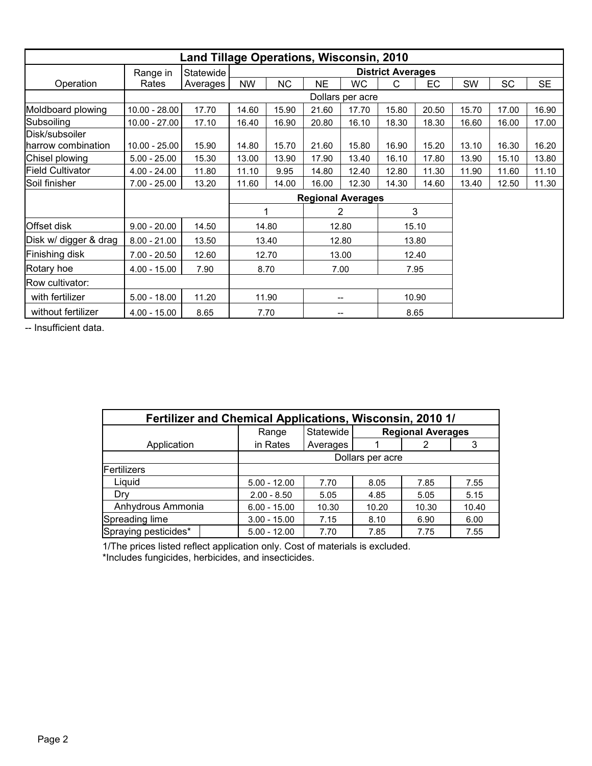| Land Tillage Operations, Wisconsin, 2010 | | | | | | | | | | | |
|---|---|---|---|---|---|---|---|---|---|---|---|
| | Range in | Statewide | District Averages | | | | | | | | |
| Operation | Rates | Averages | NW | NC | NE | WC | C | EC | SW | SC | SE |
| | Dollars per acre | | | | | | | | | | |
| Moldboard plowing | 10.00 - 28.00 | 17.70 | 14.60 | 15.90 | 21.60 | 17.70 | 15.80 | 20.50 | 15.70 | 17.00 | 16.90 |
| Subsoiling | 10.00 - 27.00 | 17.10 | 16.40 | 16.90 | 20.80 | 16.10 | 18.30 | 18.30 | 16.60 | 16.00 | 17.00 |
| Disk/subsoiler harrow combination | 10.00 - 25.00 | 15.90 | 14.80 | 15.70 | 21.60 | 15.80 | 16.90 | 15.20 | 13.10 | 16.30 | 16.20 |
| Chisel plowing | 5.00 - 25.00 | 15.30 | 13.00 | 13.90 | 17.90 | 13.40 | 16.10 | 17.80 | 13.90 | 15.10 | 13.80 |
| Field Cultivator | 4.00 - 24.00 | 11.80 | 11.10 | 9.95 | 14.80 | 12.40 | 12.80 | 11.30 | 11.90 | 11.60 | 11.10 |
| Soil finisher | 7.00 - 25.00 | 13.20 | 11.60 | 14.00 | 16.00 | 12.30 | 14.30 | 14.60 | 13.40 | 12.50 | 11.30 |
| | | | Regional Averages | | | | | | | | |
| | | | 1 | | 2 | | 3 | | | | |
| Offset disk | 9.00 - 20.00 | 14.50 | 14.80 | | 12.80 | | 15.10 | | | | |
| Disk w/ digger & drag | 8.00 - 21.00 | 13.50 | 13.40 | | 12.80 | | 13.80 | | | | |
| Finishing disk | 7.00 - 20.50 | 12.60 | 12.70 | | 13.00 | | 12.40 | | | | |
| Rotary hoe | 4.00 - 15.00 | 7.90 | 8.70 | | 7.00 | | 7.95 | | | | |
| Row cultivator: | | | | | | | | | | | |
| with fertilizer | 5.00 - 18.00 | 11.20 | 11.90 | | -- | | 10.90 | | | | |
| without fertilizer | 4.00 - 15.00 | 8.65 | 7.70 | | -- | | 8.65 | | | | |

-- Insufficient data.

| Fertilizer and Chemical Applications, Wisconsin, 2010 1/ | | | | | |
|---|---|---|---|---|---|
| | Range | Statewide | Regional Averages | | |
| Application | in Rates | Averages | 1 | 2 | 3 |
| | Dollars per acre | | | | |
| Fertilizers | | | | | |
| Liquid | 5.00 - 12.00 | 7.70 | 8.05 | 7.85 | 7.55 |
| Dry | 2.00 - 8.50 | 5.05 | 4.85 | 5.05 | 5.15 |
| Anhydrous Ammonia | 6.00 - 15.00 | 10.30 | 10.20 | 10.30 | 10.40 |
| Spreading lime | 3.00 - 15.00 | 7.15 | 8.10 | 6.90 | 6.00 |
| Spraying pesticides* | 5.00 - 12.00 | 7.70 | 7.85 | 7.75 | 7.55 |

1/The prices listed reflect application only. Cost of materials is excluded.
*Includes fungicides, herbicides, and insecticides.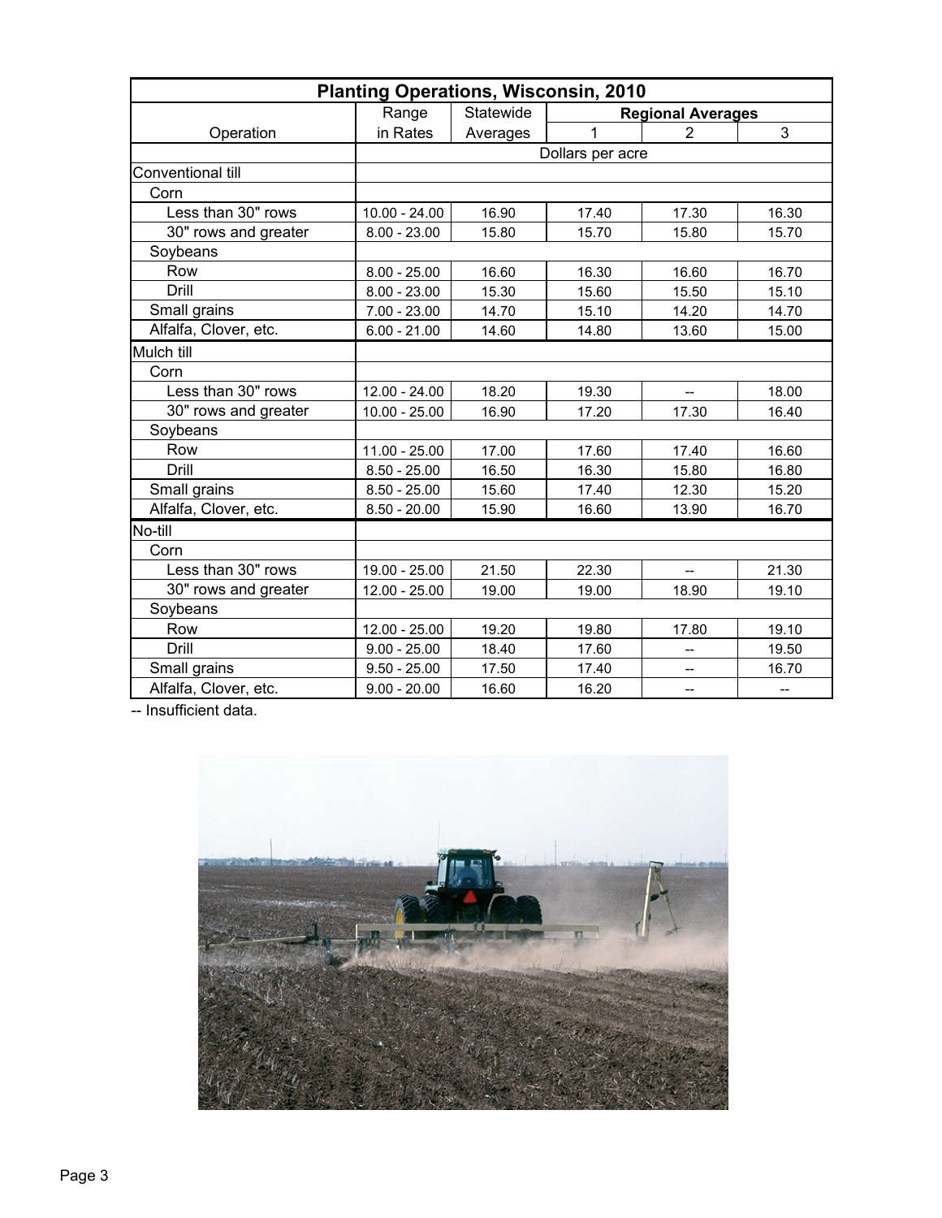| Planting Operations, Wisconsin, 2010 | | | | | |
|---|---|---|---|---|---|
| | Range | Statewide | Regional Averages | | |
| Operation | in Rates | Averages | 1 | 2 | 3 |
| | Dollars per acre | | | | |
| Conventional till | | | | | |
| Corn | | | | | |
| Less than 30" rows | 10.00 - 24.00 | 16.90 | 17.40 | 17.30 | 16.30 |
| 30" rows and greater | 8.00 - 23.00 | 15.80 | 15.70 | 15.80 | 15.70 |
| Soybeans | | | | | |
| Row | 8.00 - 25.00 | 16.60 | 16.30 | 16.60 | 16.70 |
| Drill | 8.00 - 23.00 | 15.30 | 15.60 | 15.50 | 15.10 |
| Small grains | 7.00 - 23.00 | 14.70 | 15.10 | 14.20 | 14.70 |
| Alfalfa, Clover, etc. | 6.00 - 21.00 | 14.60 | 14.80 | 13.60 | 15.00 |
| Mulch till | | | | | |
| Corn | | | | | |
| Less than 30" rows | 12.00 - 24.00 | 18.20 | 19.30 | -- | 18.00 |
| 30" rows and greater | 10.00 - 25.00 | 16.90 | 17.20 | 17.30 | 16.40 |
| Soybeans | | | | | |
| Row | 11.00 - 25.00 | 17.00 | 17.60 | 17.40 | 16.60 |
| Drill | 8.50 - 25.00 | 16.50 | 16.30 | 15.80 | 16.80 |
| Small grains | 8.50 - 25.00 | 15.60 | 17.40 | 12.30 | 15.20 |
| Alfalfa, Clover, etc. | 8.50 - 20.00 | 15.90 | 16.60 | 13.90 | 16.70 |
| No-till | | | | | |
| Corn | | | | | |
| Less than 30" rows | 19.00 - 25.00 | 21.50 | 22.30 | -- | 21.30 |
| 30" rows and greater | 12.00 - 25.00 | 19.00 | 19.00 | 18.90 | 19.10 |
| Soybeans | | | | | |
| Row | 12.00 - 25.00 | 19.20 | 19.80 | 17.80 | 19.10 |
| Drill | 9.00 - 25.00 | 18.40 | 17.60 | -- | 19.50 |
| Small grains | 9.50 - 25.00 | 17.50 | 17.40 | -- | 16.70 |
| Alfalfa, Clover, etc. | 9.00 - 20.00 | 16.60 | 16.20 | -- | -- |

-- Insufficient data.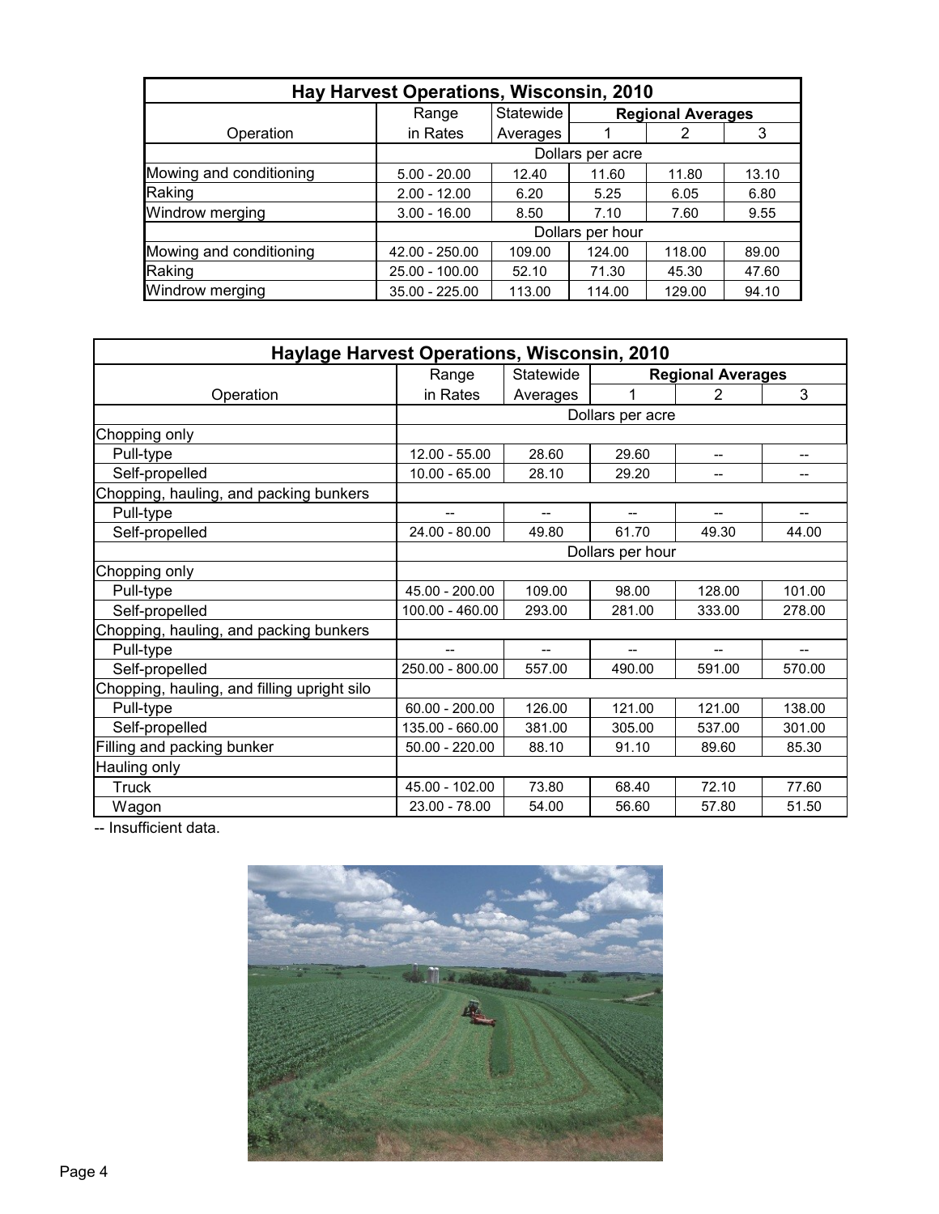## Hay Harvest Operations, Wisconsin, 2010

| Operation | Range in Rates | Statewide Averages | Regional Averages 1 | 2 | 3 |
|---|---|---|---|---|---|
| | Dollars per acre | | | | |
| Mowing and conditioning | 5.00 - 20.00 | 12.40 | 11.60 | 11.80 | 13.10 |
| Raking | 2.00 - 12.00 | 6.20 | 5.25 | 6.05 | 6.80 |
| Windrow merging | 3.00 - 16.00 | 8.50 | 7.10 | 7.60 | 9.55 |
| | Dollars per hour | | | | |
| Mowing and conditioning | 42.00 - 250.00 | 109.00 | 124.00 | 118.00 | 89.00 |
| Raking | 25.00 - 100.00 | 52.10 | 71.30 | 45.30 | 47.60 |
| Windrow merging | 35.00 - 225.00 | 113.00 | 114.00 | 129.00 | 94.10 |

## Haylage Harvest Operations, Wisconsin, 2010

| Operation | Range in Rates | Statewide Averages | Regional Averages 1 | 2 | 3 |
|---|---|---|---|---|---|
| | Dollars per acre | | | | |
| Chopping only | | | | | |
| Pull-type | 12.00 - 55.00 | 28.60 | 29.60 | -- | -- |
| Self-propelled | 10.00 - 65.00 | 28.10 | 29.20 | -- | -- |
| Chopping, hauling, and packing bunkers | | | | | |
| Pull-type | -- | -- | -- | -- | -- |
| Self-propelled | 24.00 - 80.00 | 49.80 | 61.70 | 49.30 | 44.00 |
| | Dollars per hour | | | | |
| Chopping only | | | | | |
| Pull-type | 45.00 - 200.00 | 109.00 | 98.00 | 128.00 | 101.00 |
| Self-propelled | 100.00 - 460.00 | 293.00 | 281.00 | 333.00 | 278.00 |
| Chopping, hauling, and packing bunkers | | | | | |
| Pull-type | -- | -- | -- | -- | -- |
| Self-propelled | 250.00 - 800.00 | 557.00 | 490.00 | 591.00 | 570.00 |
| Chopping, hauling, and filling upright silo | | | | | |
| Pull-type | 60.00 - 200.00 | 126.00 | 121.00 | 121.00 | 138.00 |
| Self-propelled | 135.00 - 660.00 | 381.00 | 305.00 | 537.00 | 301.00 |
| Filling and packing bunker | 50.00 - 220.00 | 88.10 | 91.10 | 89.60 | 85.30 |
| Hauling only | | | | | |
| Truck | 45.00 - 102.00 | 73.80 | 68.40 | 72.10 | 77.60 |
| Wagon | 23.00 - 78.00 | 54.00 | 56.60 | 57.80 | 51.50 |

-- Insufficient data.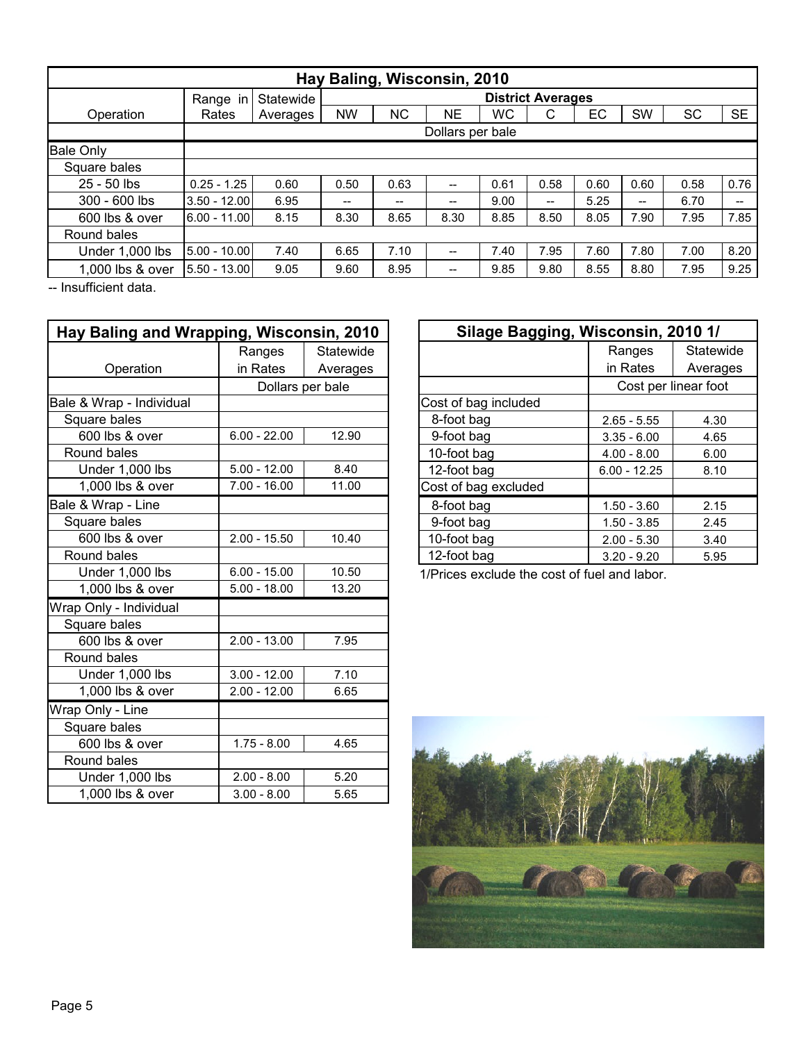## Hay Baling, Wisconsin, 2010

| Operation | Range in Rates | Statewide Averages | District Averages | | | | | | | | |
|---|---|---|---|---|---|---|---|---|---|---|---|
| | | | NW | NC | NE | WC | C | EC | SW | SC | SE |
| | Dollars per bale | | | | | | | | | | |
| Bale Only | | | | | | | | | | | |
| Square bales | | | | | | | | | | | |
| 25 - 50 lbs | 0.25 - 1.25 | 0.60 | 0.50 | 0.63 | -- | 0.61 | 0.58 | 0.60 | 0.60 | 0.58 | 0.76 |
| 300 - 600 lbs | 3.50 - 12.00 | 6.95 | -- | -- | -- | 9.00 | -- | 5.25 | -- | 6.70 | -- |
| 600 lbs & over | 6.00 - 11.00 | 8.15 | 8.30 | 8.65 | 8.30 | 8.85 | 8.50 | 8.05 | 7.90 | 7.95 | 7.85 |
| Round bales | | | | | | | | | | | |
| Under 1,000 lbs | 5.00 - 10.00 | 7.40 | 6.65 | 7.10 | -- | 7.40 | 7.95 | 7.60 | 7.80 | 7.00 | 8.20 |
| 1,000 lbs & over | 5.50 - 13.00 | 9.05 | 9.60 | 8.95 | -- | 9.85 | 9.80 | 8.55 | 8.80 | 7.95 | 9.25 |

-- Insufficient data.

## Hay Baling and Wrapping, Wisconsin, 2010

| Operation | Ranges in Rates | Statewide Averages |
|---|---|---|
| | Dollars per bale | |
| Bale & Wrap - Individual | | |
| Square bales | | |
| 600 lbs & over | 6.00 - 22.00 | 12.90 |
| Round bales | | |
| Under 1,000 lbs | 5.00 - 12.00 | 8.40 |
| 1,000 lbs & over | 7.00 - 16.00 | 11.00 |
| Bale & Wrap - Line | | |
| Square bales | | |
| 600 lbs & over | 2.00 - 15.50 | 10.40 |
| Round bales | | |
| Under 1,000 lbs | 6.00 - 15.00 | 10.50 |
| 1,000 lbs & over | 5.00 - 18.00 | 13.20 |
| Wrap Only - Individual | | |
| Square bales | | |
| 600 lbs & over | 2.00 - 13.00 | 7.95 |
| Round bales | | |
| Under 1,000 lbs | 3.00 - 12.00 | 7.10 |
| 1,000 lbs & over | 2.00 - 12.00 | 6.65 |
| Wrap Only - Line | | |
| Square bales | | |
| 600 lbs & over | 1.75 - 8.00 | 4.65 |
| Round bales | | |
| Under 1,000 lbs | 2.00 - 8.00 | 5.20 |
| 1,000 lbs & over | 3.00 - 8.00 | 5.65 |

## Silage Bagging, Wisconsin, 2010 1/

| | Ranges in Rates | Statewide Averages |
|---|---|---|
| | Cost per linear foot | |
| Cost of bag included | | |
| 8-foot bag | 2.65 - 5.55 | 4.30 |
| 9-foot bag | 3.35 - 6.00 | 4.65 |
| 10-foot bag | 4.00 - 8.00 | 6.00 |
| 12-foot bag | 6.00 - 12.25 | 8.10 |
| Cost of bag excluded | | |
| 8-foot bag | 1.50 - 3.60 | 2.15 |
| 9-foot bag | 1.50 - 3.85 | 2.45 |
| 10-foot bag | 2.00 - 5.30 | 3.40 |
| 12-foot bag | 3.20 - 9.20 | 5.95 |

1/Prices exclude the cost of fuel and labor.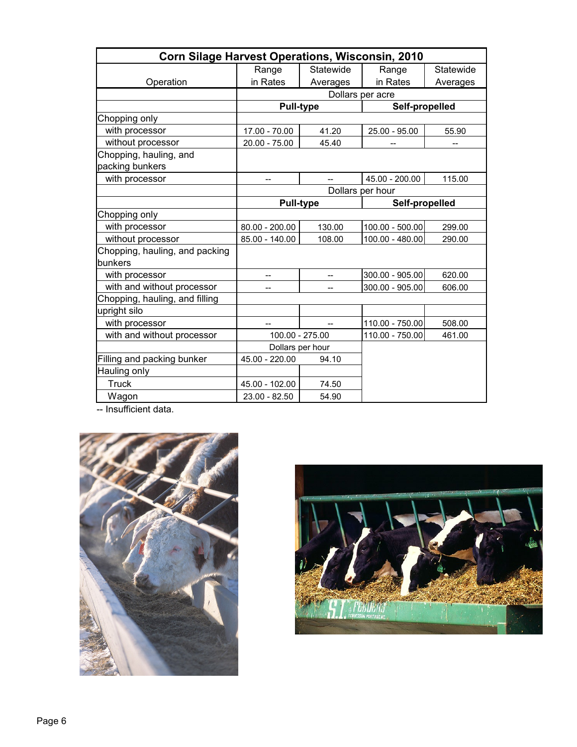| Corn Silage Harvest Operations, Wisconsin, 2010 | | | | |
|---|---|---|---|---|
| Operation | Range in Rates | Statewide Averages | Range in Rates | Statewide Averages |
| | Dollars per acre | | | |
| | Pull-type | | Self-propelled | |
| Chopping only | | | | |
| with processor | 17.00 - 70.00 | 41.20 | 25.00 - 95.00 | 55.90 |
| without processor | 20.00 - 75.00 | 45.40 | -- | -- |
| Chopping, hauling, and packing bunkers | | | | |
| with processor | -- | -- | 45.00 - 200.00 | 115.00 |
| | Dollars per hour | | | |
| | Pull-type | | Self-propelled | |
| Chopping only | | | | |
| with processor | 80.00 - 200.00 | 130.00 | 100.00 - 500.00 | 299.00 |
| without processor | 85.00 - 140.00 | 108.00 | 100.00 - 480.00 | 290.00 |
| Chopping, hauling, and packing bunkers | | | | |
| with processor | -- | -- | 300.00 - 905.00 | 620.00 |
| with and without processor | -- | -- | 300.00 - 905.00 | 606.00 |
| Chopping, hauling, and filling upright silo | | | | |
| with processor | -- | -- | 110.00 - 750.00 | 508.00 |
| with and without processor | 100.00 - 275.00 | | 110.00 - 750.00 | 461.00 |
| | Dollars per hour | | | |
| Filling and packing bunker | 45.00 - 220.00 | 94.10 | | |
| Hauling only | | | | |
| Truck | 45.00 - 102.00 | 74.50 | | |
| Wagon | 23.00 - 82.50 | 54.90 | | |

-- Insufficient data.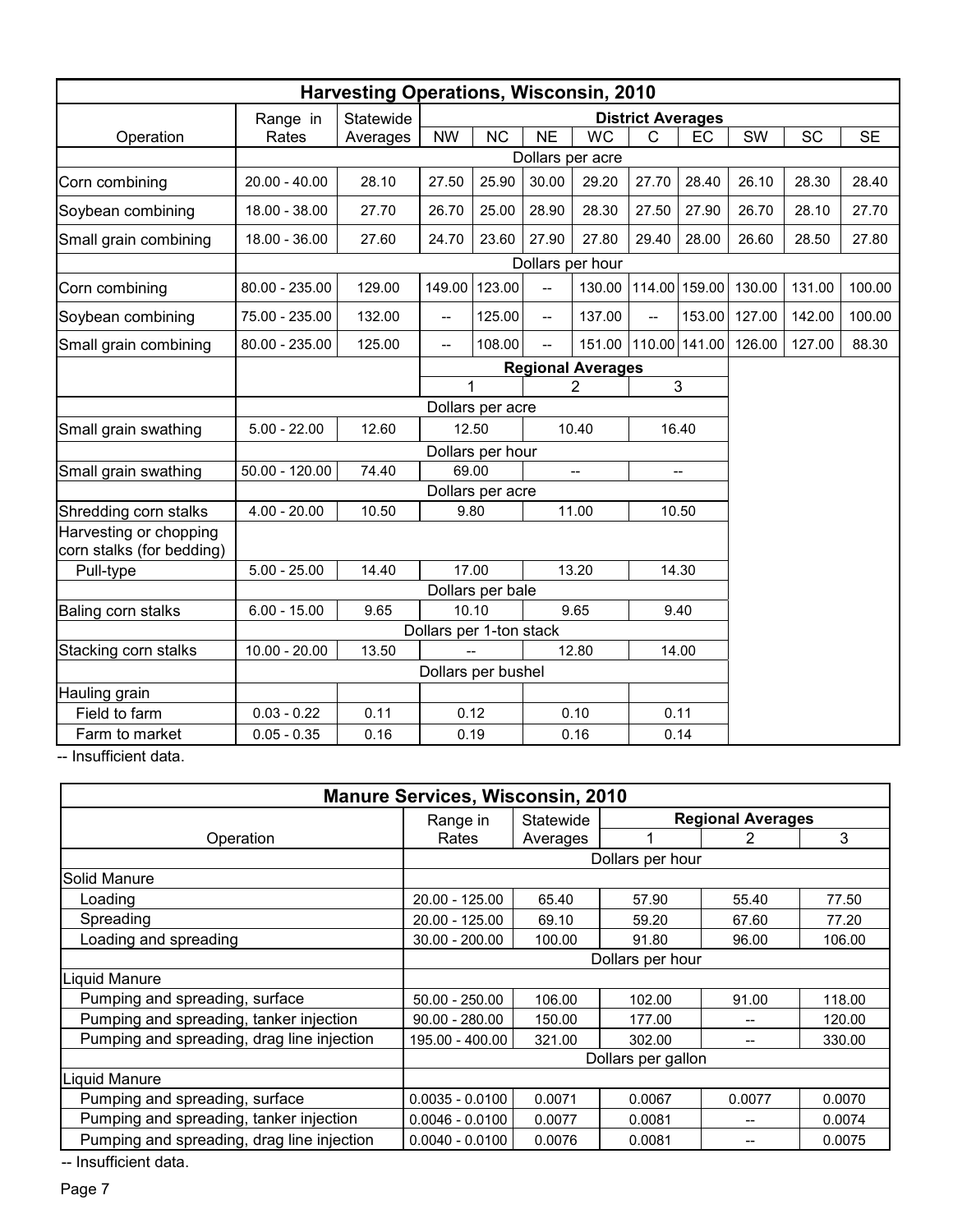## Harvesting Operations, Wisconsin, 2010

| Operation | Range in Rates | Statewide Averages | District Averages | | | | | | | | |
|---|---|---|---|---|---|---|---|---|---|---|---|
| | | | NW | NC | NE | WC | C | EC | SW | SC | SE |
| | Dollars per acre | | | | | | | | | | |
| Corn combining | 20.00 - 40.00 | 28.10 | 27.50 | 25.90 | 30.00 | 29.20 | 27.70 | 28.40 | 26.10 | 28.30 | 28.40 |
| Soybean combining | 18.00 - 38.00 | 27.70 | 26.70 | 25.00 | 28.90 | 28.30 | 27.50 | 27.90 | 26.70 | 28.10 | 27.70 |
| Small grain combining | 18.00 - 36.00 | 27.60 | 24.70 | 23.60 | 27.90 | 27.80 | 29.40 | 28.00 | 26.60 | 28.50 | 27.80 |
| | Dollars per hour | | | | | | | | | | |
| Corn combining | 80.00 - 235.00 | 129.00 | 149.00 | 123.00 | -- | 130.00 | 114.00 | 159.00 | 130.00 | 131.00 | 100.00 |
| Soybean combining | 75.00 - 235.00 | 132.00 | -- | 125.00 | -- | 137.00 | -- | 153.00 | 127.00 | 142.00 | 100.00 |
| Small grain combining | 80.00 - 235.00 | 125.00 | -- | 108.00 | -- | 151.00 | 110.00 | 141.00 | 126.00 | 127.00 | 88.30 |

| Operation | Range in Rates | Statewide Averages | Regional Averages | | |
|---|---|---|---|---|---|
| | | | 1 | 2 | 3 |
| | Dollars per acre | | | | |
| Small grain swathing | 5.00 - 22.00 | 12.60 | 12.50 | 10.40 | 16.40 |
| | Dollars per hour | | | | |
| Small grain swathing | 50.00 - 120.00 | 74.40 | 69.00 | -- | -- |
| | Dollars per acre | | | | |
| Shredding corn stalks | 4.00 - 20.00 | 10.50 | 9.80 | 11.00 | 10.50 |
| Harvesting or chopping corn stalks (for bedding) | | | | | |
| Pull-type | 5.00 - 25.00 | 14.40 | 17.00 | 13.20 | 14.30 |
| | Dollars per bale | | | | |
| Baling corn stalks | 6.00 - 15.00 | 9.65 | 10.10 | 9.65 | 9.40 |
| | Dollars per 1-ton stack | | | | |
| Stacking corn stalks | 10.00 - 20.00 | 13.50 | -- | 12.80 | 14.00 |
| | Dollars per bushel | | | | |
| Hauling grain | | | | | |
| Field to farm | 0.03 - 0.22 | 0.11 | 0.12 | 0.10 | 0.11 |
| Farm to market | 0.05 - 0.35 | 0.16 | 0.19 | 0.16 | 0.14 |

-- Insufficient data.

## Manure Services, Wisconsin, 2010

| Operation | Range in Rates | Statewide Averages | Regional Averages | | |
|---|---|---|---|---|---|
| | | | 1 | 2 | 3 |
| | Dollars per hour | | | | |
| Solid Manure | | | | | |
| Loading | 20.00 - 125.00 | 65.40 | 57.90 | 55.40 | 77.50 |
| Spreading | 20.00 - 125.00 | 69.10 | 59.20 | 67.60 | 77.20 |
| Loading and spreading | 30.00 - 200.00 | 100.00 | 91.80 | 96.00 | 106.00 |
| | Dollars per hour | | | | |
| Liquid Manure | | | | | |
| Pumping and spreading, surface | 50.00 - 250.00 | 106.00 | 102.00 | 91.00 | 118.00 |
| Pumping and spreading, tanker injection | 90.00 - 280.00 | 150.00 | 177.00 | -- | 120.00 |
| Pumping and spreading, drag line injection | 195.00 - 400.00 | 321.00 | 302.00 | -- | 330.00 |
| | Dollars per gallon | | | | |
| Liquid Manure | | | | | |
| Pumping and spreading, surface | 0.0035 - 0.0100 | 0.0071 | 0.0067 | 0.0077 | 0.0070 |
| Pumping and spreading, tanker injection | 0.0046 - 0.0100 | 0.0077 | 0.0081 | -- | 0.0074 |
| Pumping and spreading, drag line injection | 0.0040 - 0.0100 | 0.0076 | 0.0081 | -- | 0.0075 |

-- Insufficient data.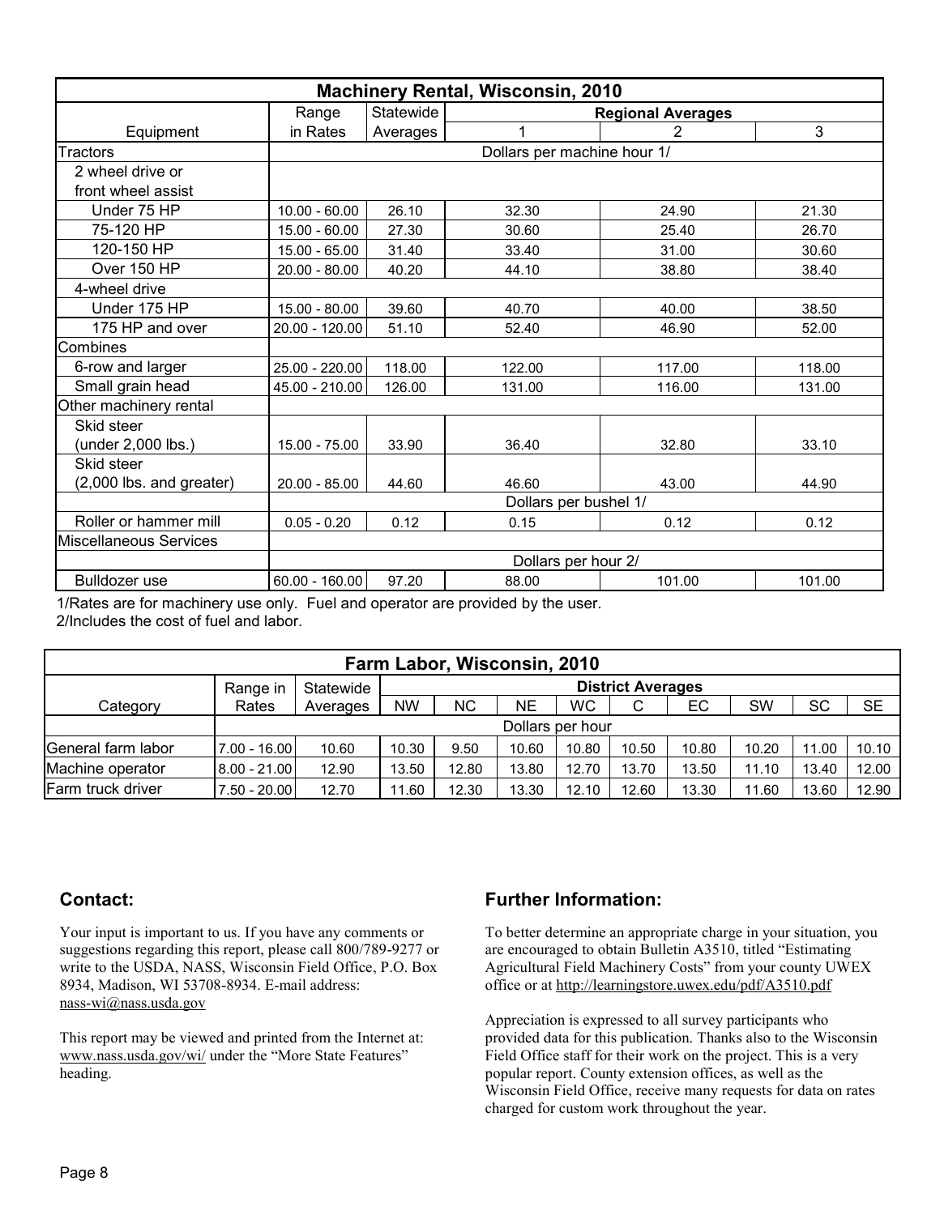| Machinery Rental, Wisconsin, 2010 | | | | | |
|---|---|---|---|---|---|
| | Range | Statewide | Regional Averages | | |
| Equipment | in Rates | Averages | 1 | 2 | 3 |
| Tractors | Dollars per machine hour 1/ | | | | |
| 2 wheel drive or front wheel assist | | | | | |
| Under 75 HP | 10.00 - 60.00 | 26.10 | 32.30 | 24.90 | 21.30 |
| 75-120 HP | 15.00 - 60.00 | 27.30 | 30.60 | 25.40 | 26.70 |
| 120-150 HP | 15.00 - 65.00 | 31.40 | 33.40 | 31.00 | 30.60 |
| Over 150 HP | 20.00 - 80.00 | 40.20 | 44.10 | 38.80 | 38.40 |
| 4-wheel drive | | | | | |
| Under 175 HP | 15.00 - 80.00 | 39.60 | 40.70 | 40.00 | 38.50 |
| 175 HP and over | 20.00 - 120.00 | 51.10 | 52.40 | 46.90 | 52.00 |
| Combines | | | | | |
| 6-row and larger | 25.00 - 220.00 | 118.00 | 122.00 | 117.00 | 118.00 |
| Small grain head | 45.00 - 210.00 | 126.00 | 131.00 | 116.00 | 131.00 |
| Other machinery rental | | | | | |
| Skid steer (under 2,000 lbs.) | 15.00 - 75.00 | 33.90 | 36.40 | 32.80 | 33.10 |
| Skid steer (2,000 lbs. and greater) | 20.00 - 85.00 | 44.60 | 46.60 | 43.00 | 44.90 |
| | Dollars per bushel 1/ | | | | |
| Roller or hammer mill | 0.05 - 0.20 | 0.12 | 0.15 | 0.12 | 0.12 |
| Miscellaneous Services | | | | | |
| | Dollars per hour 2/ | | | | |
| Bulldozer use | 60.00 - 160.00 | 97.20 | 88.00 | 101.00 | 101.00 |

1/Rates are for machinery use only. Fuel and operator are provided by the user.
2/Includes the cost of fuel and labor.

| Farm Labor, Wisconsin, 2010 | | | | | | | | | | | |
|---|---|---|---|---|---|---|---|---|---|---|---|
| | Range in | Statewide | District Averages | | | | | | | | |
| Category | Rates | Averages | NW | NC | NE | WC | C | EC | SW | SC | SE |
| | Dollars per hour | | | | | | | | | | |
| General farm labor | 7.00 - 16.00 | 10.60 | 10.30 | 9.50 | 10.60 | 10.80 | 10.50 | 10.80 | 10.20 | 11.00 | 10.10 |
| Machine operator | 8.00 - 21.00 | 12.90 | 13.50 | 12.80 | 13.80 | 12.70 | 13.70 | 13.50 | 11.10 | 13.40 | 12.00 |
| Farm truck driver | 7.50 - 20.00 | 12.70 | 11.60 | 12.30 | 13.30 | 12.10 | 12.60 | 13.30 | 11.60 | 13.60 | 12.90 |

## Contact:

Your input is important to us. If you have any comments or suggestions regarding this report, please call 800/789-9277 or write to the USDA, NASS, Wisconsin Field Office, P.O. Box 8934, Madison, WI 53708-8934. E-mail address: nass-wi@nass.usda.gov

This report may be viewed and printed from the Internet at: www.nass.usda.gov/wi/ under the "More State Features" heading.

## Further Information:

To better determine an appropriate charge in your situation, you are encouraged to obtain Bulletin A3510, titled "Estimating Agricultural Field Machinery Costs" from your county UWEX office or at http://learningstore.uwex.edu/pdf/A3510.pdf

Appreciation is expressed to all survey participants who provided data for this publication. Thanks also to the Wisconsin Field Office staff for their work on the project. This is a very popular report. County extension offices, as well as the Wisconsin Field Office, receive many requests for data on rates charged for custom work throughout the year.